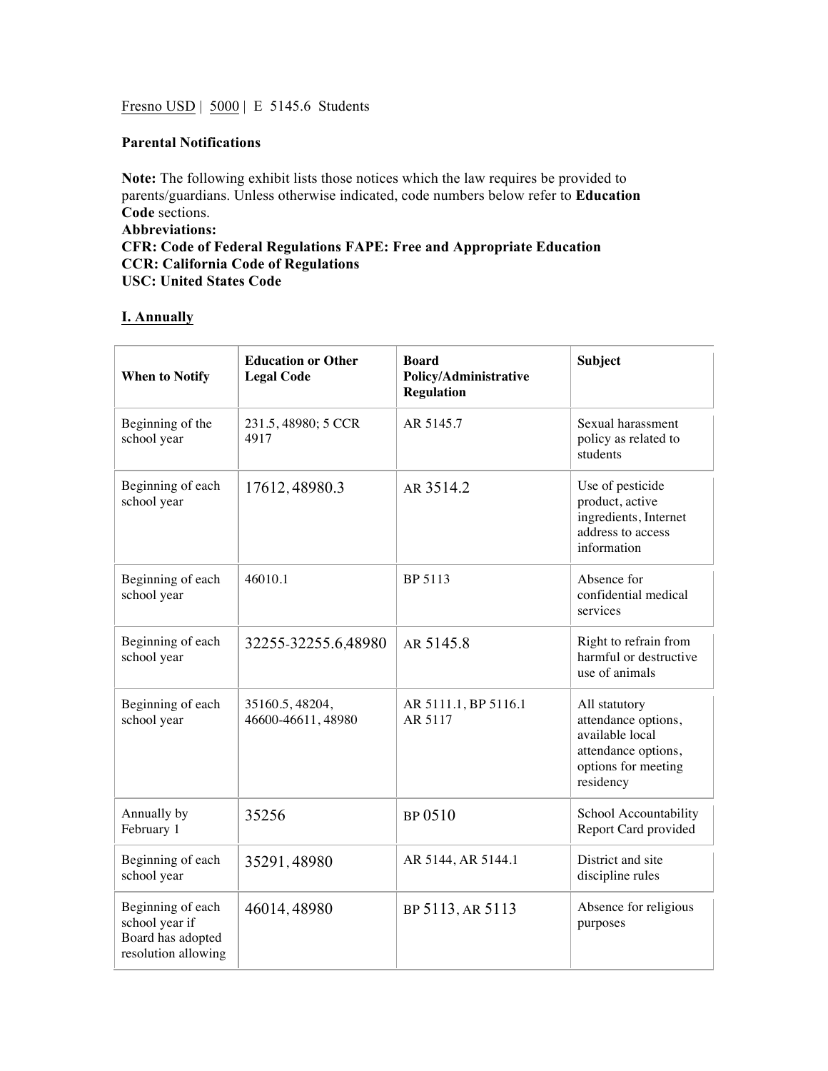Fresno USD | 5000 | E 5145.6 Students

**Parental Notifications**

**Note:** The following exhibit lists those notices which the law requires be provided to parents/guardians. Unless otherwise indicated, code numbers below refer to **Education Code** sections.

**Abbreviations:**

**CFR: Code of Federal Regulations FAPE: Free and Appropriate Education**

**CCR: California Code of Regulations**

**USC: United States Code**

## I. Annually

| When to Notify | Education or Other Legal Code | Board Policy/Administrative Regulation | Subject |
|---|---|---|---|
| Beginning of the school year | 231.5, 48980; 5 CCR 4917 | AR 5145.7 | Sexual harassment policy as related to students |
| Beginning of each school year | 17612, 48980.3 | AR 3514.2 | Use of pesticide product, active ingredients, Internet address to access information |
| Beginning of each school year | 46010.1 | BP 5113 | Absence for confidential medical services |
| Beginning of each school year | 32255-32255.6,48980 | AR 5145.8 | Right to refrain from harmful or destructive use of animals |
| Beginning of each school year | 35160.5, 48204, 46600-46611, 48980 | AR 5111.1, BP 5116.1 AR 5117 | All statutory attendance options, available local attendance options, options for meeting residency |
| Annually by February 1 | 35256 | BP 0510 | School Accountability Report Card provided |
| Beginning of each school year | 35291, 48980 | AR 5144, AR 5144.1 | District and site discipline rules |
| Beginning of each school year if Board has adopted resolution allowing | 46014, 48980 | BP 5113, AR 5113 | Absence for religious purposes |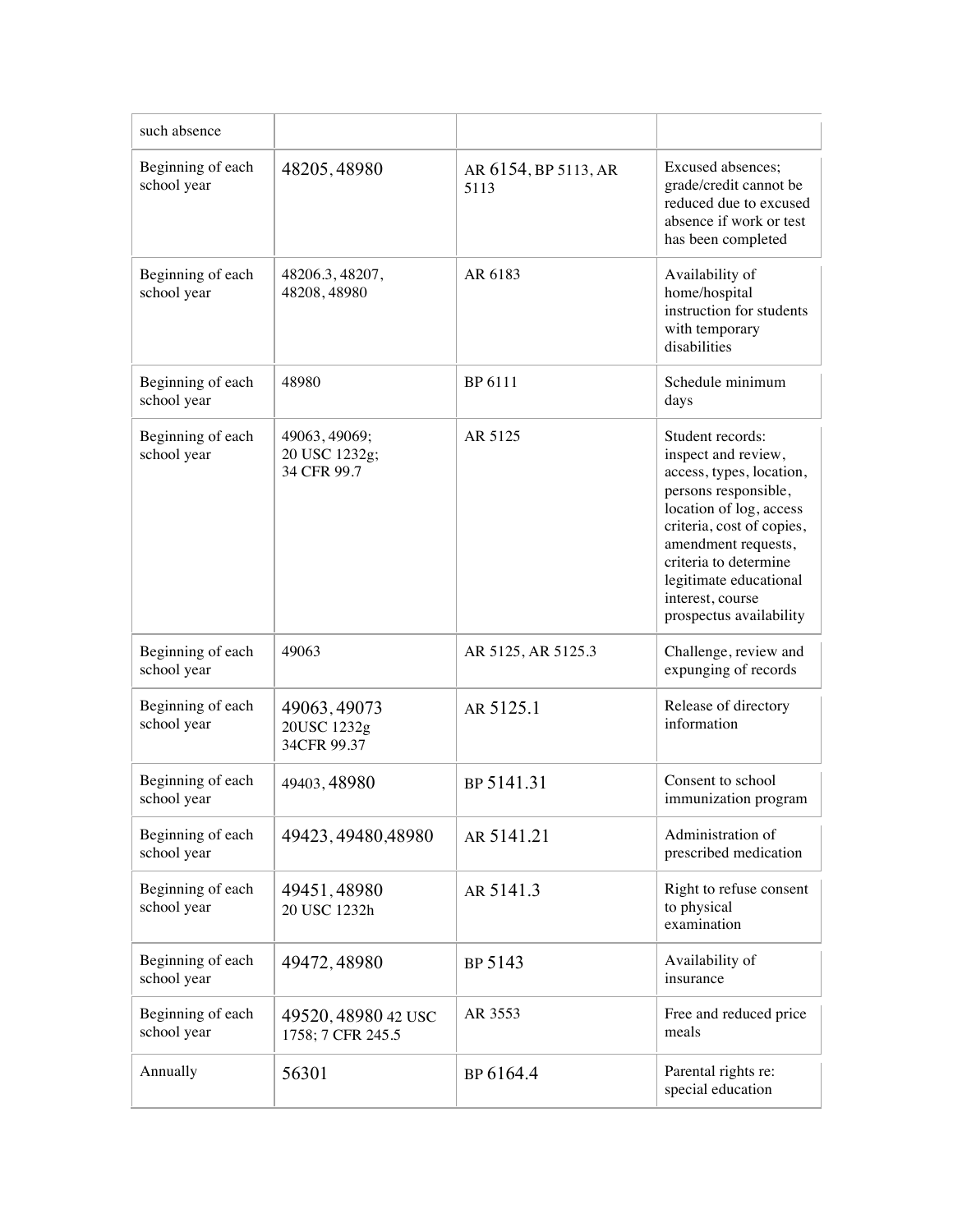| | | | |
|---|---|---|---|
| such absence | | | |
| Beginning of each school year | 48205, 48980 | AR 6154, BP 5113, AR 5113 | Excused absences; grade/credit cannot be reduced due to excused absence if work or test has been completed |
| Beginning of each school year | 48206.3, 48207, 48208, 48980 | AR 6183 | Availability of home/hospital instruction for students with temporary disabilities |
| Beginning of each school year | 48980 | BP 6111 | Schedule minimum days |
| Beginning of each school year | 49063, 49069; 20 USC 1232g; 34 CFR 99.7 | AR 5125 | Student records: inspect and review, access, types, location, persons responsible, location of log, access criteria, cost of copies, amendment requests, criteria to determine legitimate educational interest, course prospectus availability |
| Beginning of each school year | 49063 | AR 5125, AR 5125.3 | Challenge, review and expunging of records |
| Beginning of each school year | 49063, 49073 20USC 1232g 34CFR 99.37 | AR 5125.1 | Release of directory information |
| Beginning of each school year | 49403, 48980 | BP 5141.31 | Consent to school immunization program |
| Beginning of each school year | 49423, 49480,48980 | AR 5141.21 | Administration of prescribed medication |
| Beginning of each school year | 49451, 48980 20 USC 1232h | AR 5141.3 | Right to refuse consent to physical examination |
| Beginning of each school year | 49472, 48980 | BP 5143 | Availability of insurance |
| Beginning of each school year | 49520, 48980 42 USC 1758; 7 CFR 245.5 | AR 3553 | Free and reduced price meals |
| Annually | 56301 | BP 6164.4 | Parental rights re: special education |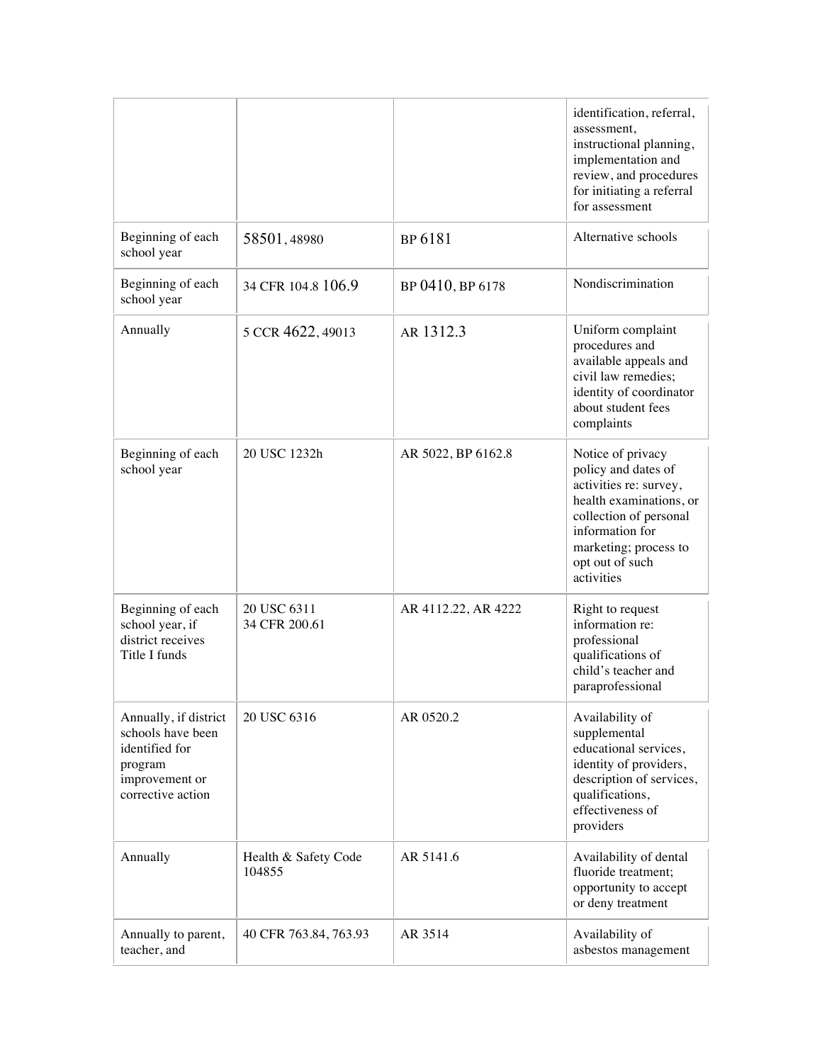| | | | |
|---|---|---|---|
| | | | identification, referral, assessment, instructional planning, implementation and review, and procedures for initiating a referral for assessment |
| Beginning of each school year | 58501, 48980 | BP 6181 | Alternative schools |
| Beginning of each school year | 34 CFR 104.8 106.9 | BP 0410, BP 6178 | Nondiscrimination |
| Annually | 5 CCR 4622, 49013 | AR 1312.3 | Uniform complaint procedures and available appeals and civil law remedies; identity of coordinator about student fees complaints |
| Beginning of each school year | 20 USC 1232h | AR 5022, BP 6162.8 | Notice of privacy policy and dates of activities re: survey, health examinations, or collection of personal information for marketing; process to opt out of such activities |
| Beginning of each school year, if district receives Title I funds | 20 USC 6311<br>34 CFR 200.61 | AR 4112.22, AR 4222 | Right to request information re: professional qualifications of child's teacher and paraprofessional |
| Annually, if district schools have been identified for program improvement or corrective action | 20 USC 6316 | AR 0520.2 | Availability of supplemental educational services, identity of providers, description of services, qualifications, effectiveness of providers |
| Annually | Health & Safety Code 104855 | AR 5141.6 | Availability of dental fluoride treatment; opportunity to accept or deny treatment |
| Annually to parent, teacher, and | 40 CFR 763.84, 763.93 | AR 3514 | Availability of asbestos management |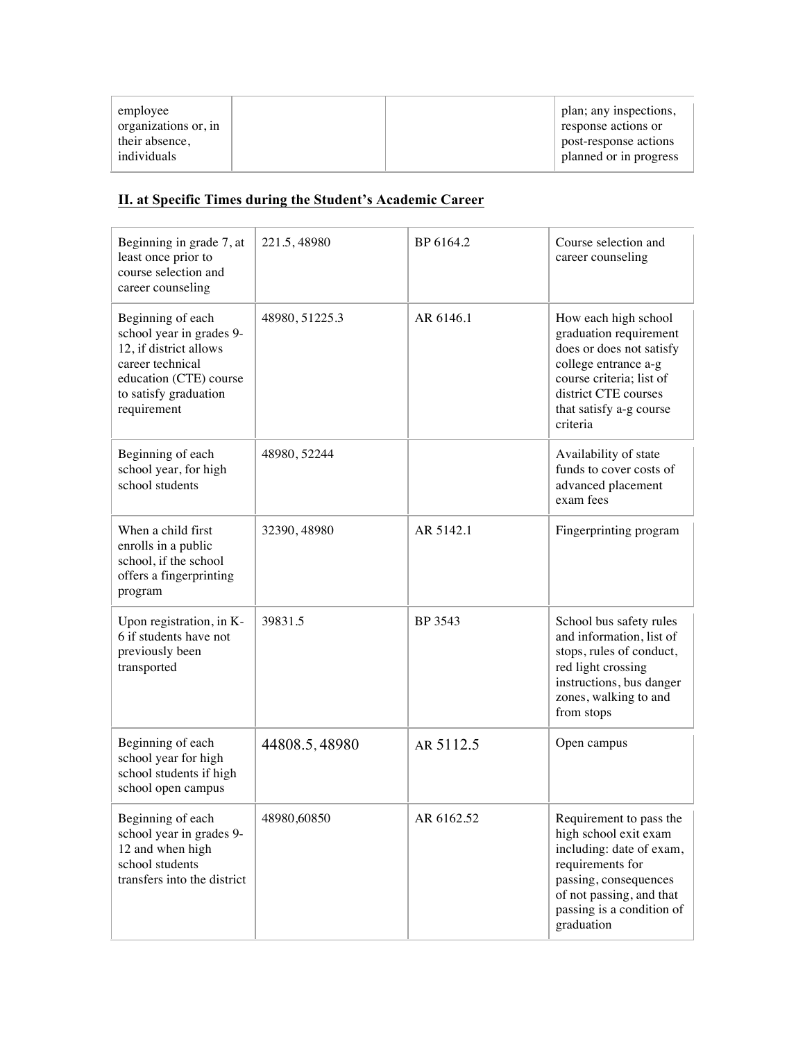| employee organizations or, in their absence, individuals | | | plan; any inspections, response actions or post-response actions planned or in progress |
|---|---|---|---|

## II. at Specific Times during the Student's Academic Career

| | | | |
|---|---|---|---|
| Beginning in grade 7, at least once prior to course selection and career counseling | 221.5, 48980 | BP 6164.2 | Course selection and career counseling |
| Beginning of each school year in grades 9-12, if district allows career technical education (CTE) course to satisfy graduation requirement | 48980, 51225.3 | AR 6146.1 | How each high school graduation requirement does or does not satisfy college entrance a-g course criteria; list of district CTE courses that satisfy a-g course criteria |
| Beginning of each school year, for high school students | 48980, 52244 | | Availability of state funds to cover costs of advanced placement exam fees |
| When a child first enrolls in a public school, if the school offers a fingerprinting program | 32390, 48980 | AR 5142.1 | Fingerprinting program |
| Upon registration, in K-6 if students have not previously been transported | 39831.5 | BP 3543 | School bus safety rules and information, list of stops, rules of conduct, red light crossing instructions, bus danger zones, walking to and from stops |
| Beginning of each school year for high school students if high school open campus | 44808.5, 48980 | AR 5112.5 | Open campus |
| Beginning of each school year in grades 9-12 and when high school students transfers into the district | 48980,60850 | AR 6162.52 | Requirement to pass the high school exit exam including: date of exam, requirements for passing, consequences of not passing, and that passing is a condition of graduation |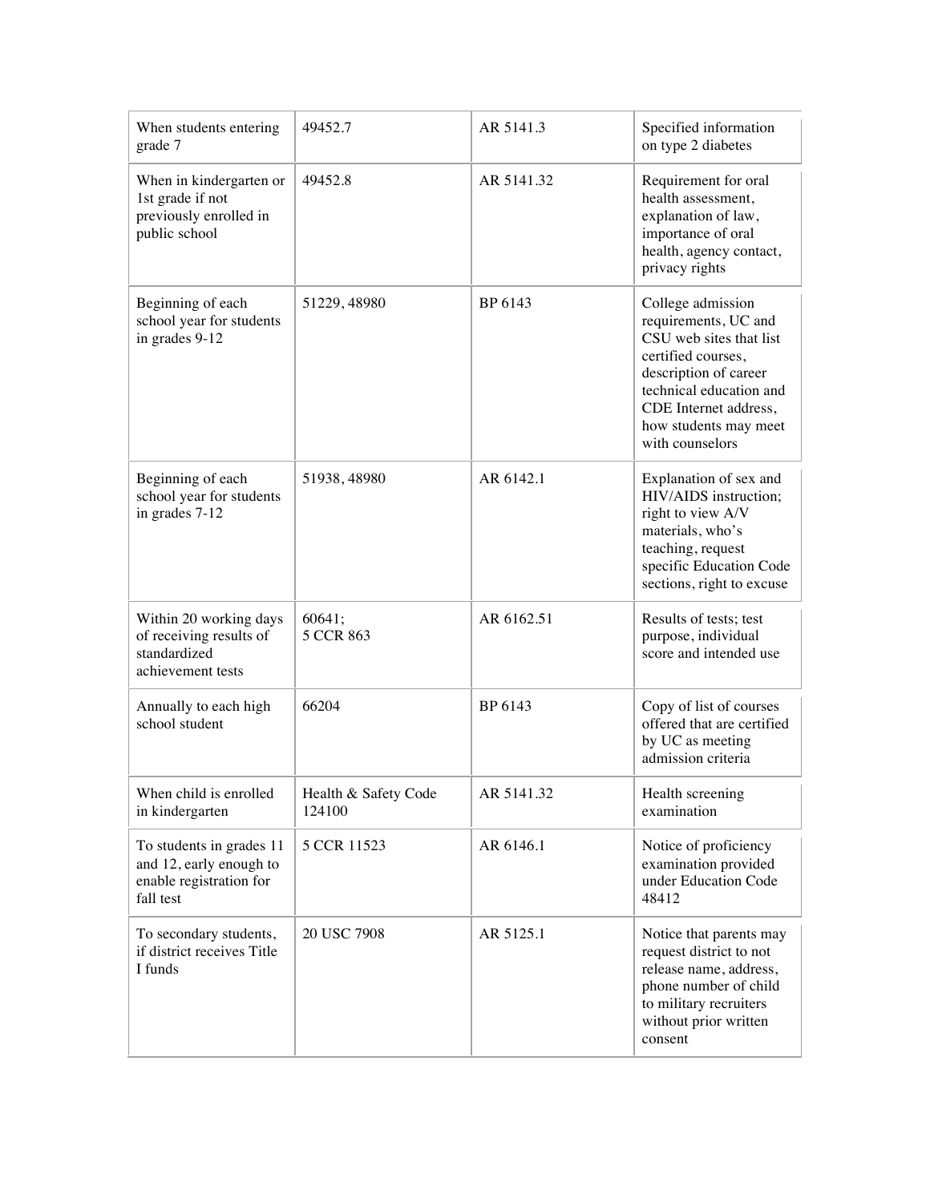| When students entering grade 7 | 49452.7 | AR 5141.3 | Specified information on type 2 diabetes |
|---|---|---|---|
| When in kindergarten or 1st grade if not previously enrolled in public school | 49452.8 | AR 5141.32 | Requirement for oral health assessment, explanation of law, importance of oral health, agency contact, privacy rights |
| Beginning of each school year for students in grades 9-12 | 51229, 48980 | BP 6143 | College admission requirements, UC and CSU web sites that list certified courses, description of career technical education and CDE Internet address, how students may meet with counselors |
| Beginning of each school year for students in grades 7-12 | 51938, 48980 | AR 6142.1 | Explanation of sex and HIV/AIDS instruction; right to view A/V materials, who's teaching, request specific Education Code sections, right to excuse |
| Within 20 working days of receiving results of standardized achievement tests | 60641; 5 CCR 863 | AR 6162.51 | Results of tests; test purpose, individual score and intended use |
| Annually to each high school student | 66204 | BP 6143 | Copy of list of courses offered that are certified by UC as meeting admission criteria |
| When child is enrolled in kindergarten | Health & Safety Code 124100 | AR 5141.32 | Health screening examination |
| To students in grades 11 and 12, early enough to enable registration for fall test | 5 CCR 11523 | AR 6146.1 | Notice of proficiency examination provided under Education Code 48412 |
| To secondary students, if district receives Title I funds | 20 USC 7908 | AR 5125.1 | Notice that parents may request district to not release name, address, phone number of child to military recruiters without prior written consent |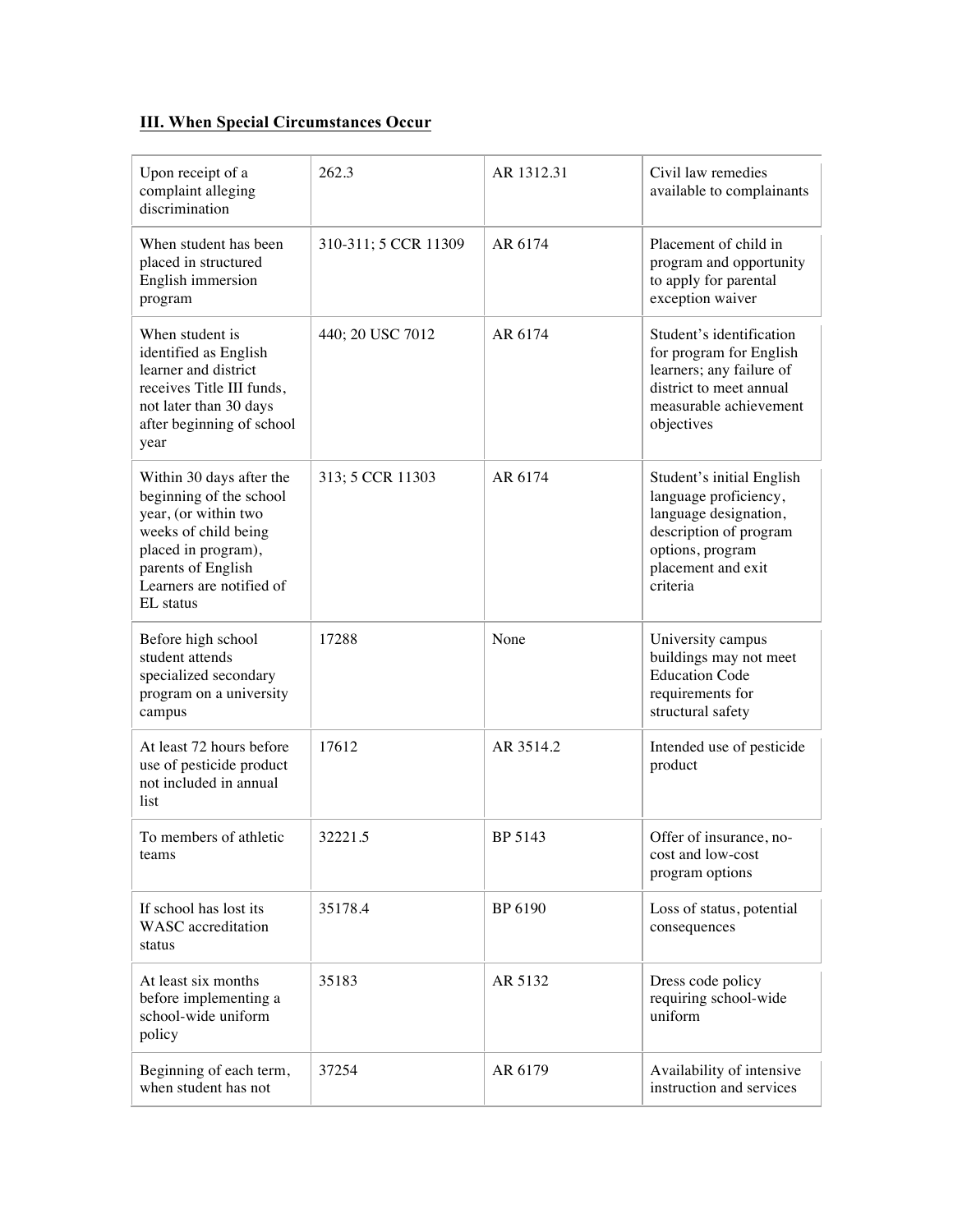## III. When Special Circumstances Occur

| | | | |
|---|---|---|---|
| Upon receipt of a complaint alleging discrimination | 262.3 | AR 1312.31 | Civil law remedies available to complainants |
| When student has been placed in structured English immersion program | 310-311; 5 CCR 11309 | AR 6174 | Placement of child in program and opportunity to apply for parental exception waiver |
| When student is identified as English learner and district receives Title III funds, not later than 30 days after beginning of school year | 440; 20 USC 7012 | AR 6174 | Student's identification for program for English learners; any failure of district to meet annual measurable achievement objectives |
| Within 30 days after the beginning of the school year, (or within two weeks of child being placed in program), parents of English Learners are notified of EL status | 313; 5 CCR 11303 | AR 6174 | Student's initial English language proficiency, language designation, description of program options, program placement and exit criteria |
| Before high school student attends specialized secondary program on a university campus | 17288 | None | University campus buildings may not meet Education Code requirements for structural safety |
| At least 72 hours before use of pesticide product not included in annual list | 17612 | AR 3514.2 | Intended use of pesticide product |
| To members of athletic teams | 32221.5 | BP 5143 | Offer of insurance, no-cost and low-cost program options |
| If school has lost its WASC accreditation status | 35178.4 | BP 6190 | Loss of status, potential consequences |
| At least six months before implementing a school-wide uniform policy | 35183 | AR 5132 | Dress code policy requiring school-wide uniform |
| Beginning of each term, when student has not | 37254 | AR 6179 | Availability of intensive instruction and services |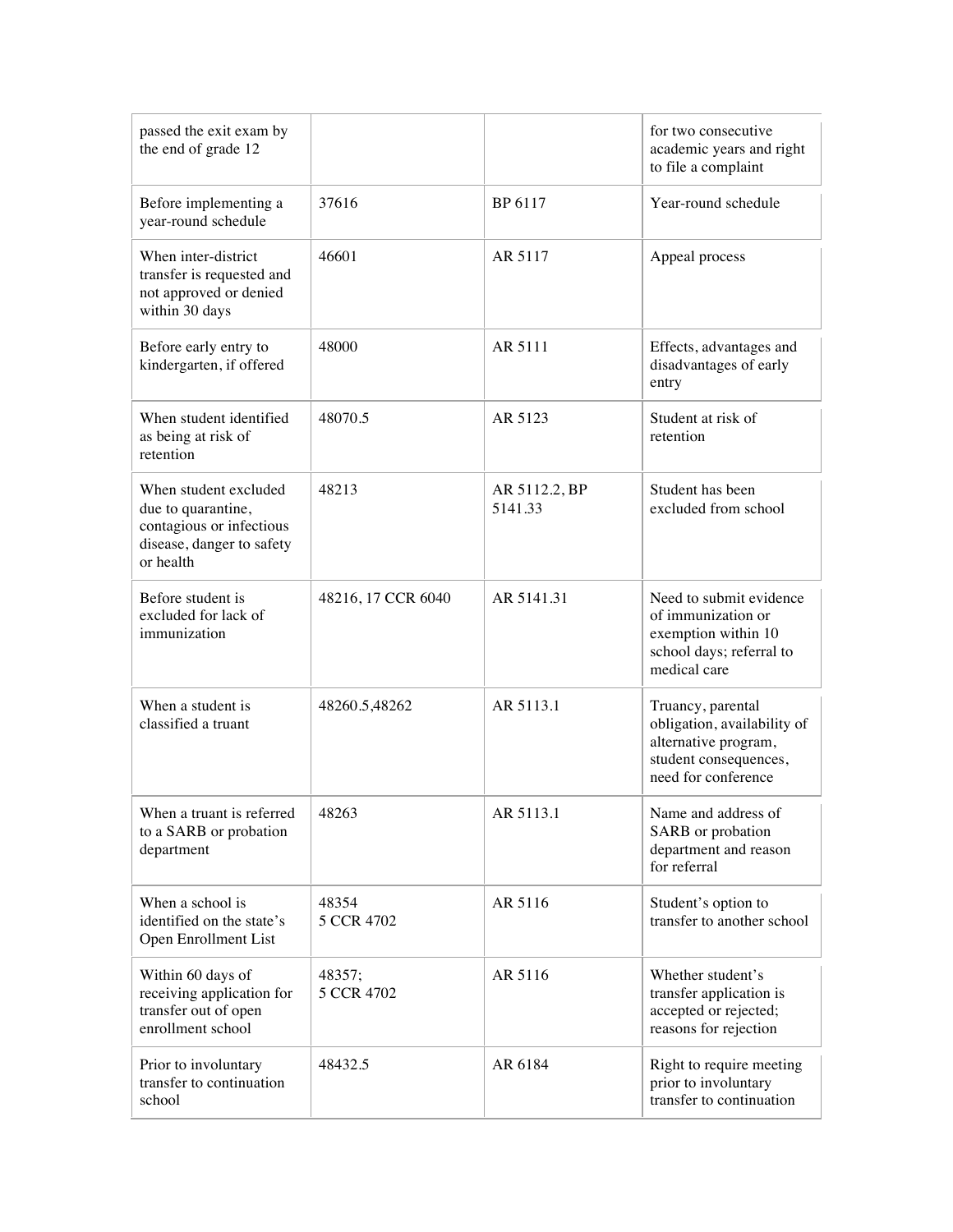| | | | |
|---|---|---|---|
| passed the exit exam by the end of grade 12 | | | for two consecutive academic years and right to file a complaint |
| Before implementing a year-round schedule | 37616 | BP 6117 | Year-round schedule |
| When inter-district transfer is requested and not approved or denied within 30 days | 46601 | AR 5117 | Appeal process |
| Before early entry to kindergarten, if offered | 48000 | AR 5111 | Effects, advantages and disadvantages of early entry |
| When student identified as being at risk of retention | 48070.5 | AR 5123 | Student at risk of retention |
| When student excluded due to quarantine, contagious or infectious disease, danger to safety or health | 48213 | AR 5112.2, BP 5141.33 | Student has been excluded from school |
| Before student is excluded for lack of immunization | 48216, 17 CCR 6040 | AR 5141.31 | Need to submit evidence of immunization or exemption within 10 school days; referral to medical care |
| When a student is classified a truant | 48260.5,48262 | AR 5113.1 | Truancy, parental obligation, availability of alternative program, student consequences, need for conference |
| When a truant is referred to a SARB or probation department | 48263 | AR 5113.1 | Name and address of SARB or probation department and reason for referral |
| When a school is identified on the state's Open Enrollment List | 48354<br>5 CCR 4702 | AR 5116 | Student's option to transfer to another school |
| Within 60 days of receiving application for transfer out of open enrollment school | 48357;<br>5 CCR 4702 | AR 5116 | Whether student's transfer application is accepted or rejected; reasons for rejection |
| Prior to involuntary transfer to continuation school | 48432.5 | AR 6184 | Right to require meeting prior to involuntary transfer to continuation |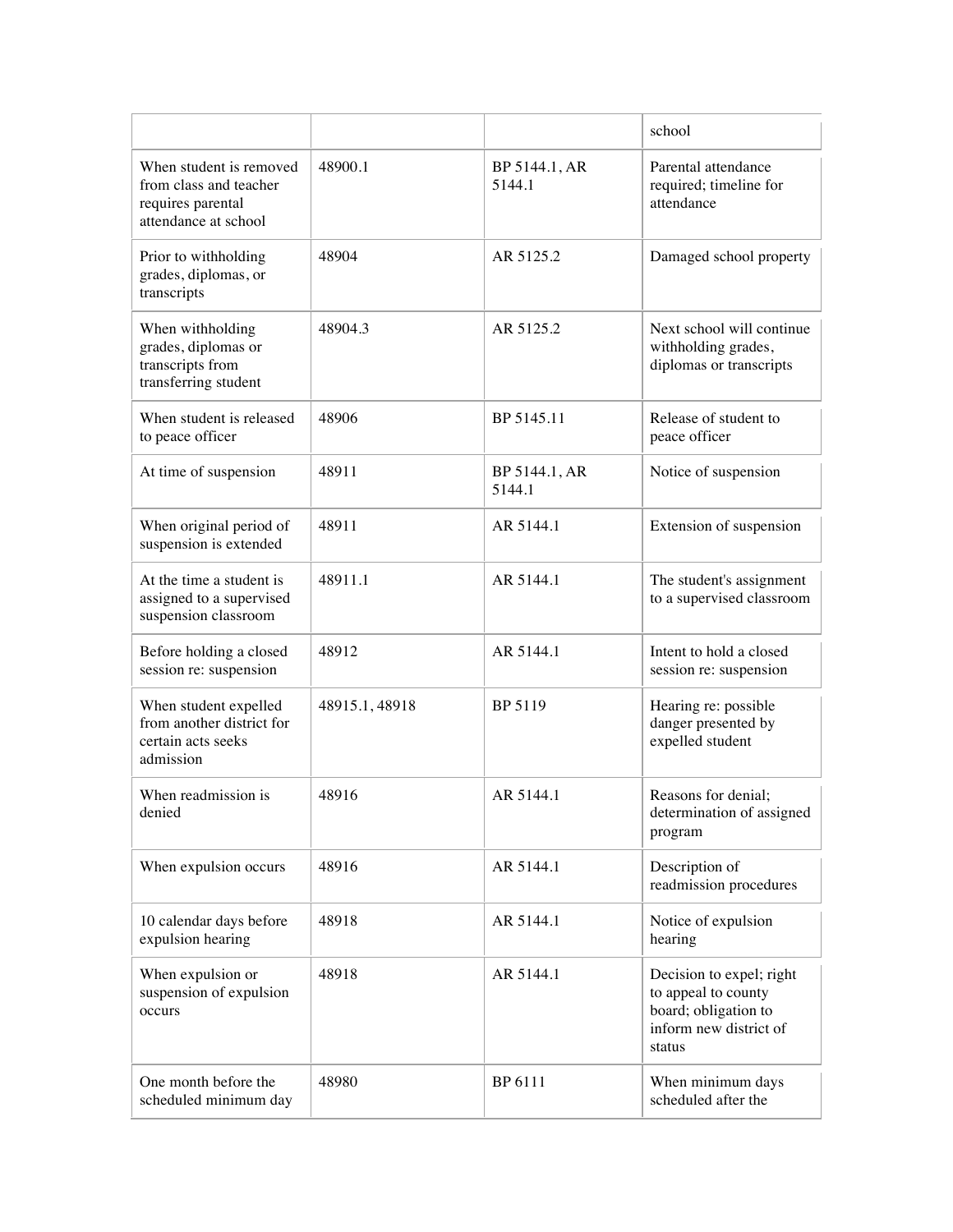| | | | school |
|---|---|---|---|
| When student is removed from class and teacher requires parental attendance at school | 48900.1 | BP 5144.1, AR 5144.1 | Parental attendance required; timeline for attendance |
| Prior to withholding grades, diplomas, or transcripts | 48904 | AR 5125.2 | Damaged school property |
| When withholding grades, diplomas or transcripts from transferring student | 48904.3 | AR 5125.2 | Next school will continue withholding grades, diplomas or transcripts |
| When student is released to peace officer | 48906 | BP 5145.11 | Release of student to peace officer |
| At time of suspension | 48911 | BP 5144.1, AR 5144.1 | Notice of suspension |
| When original period of suspension is extended | 48911 | AR 5144.1 | Extension of suspension |
| At the time a student is assigned to a supervised suspension classroom | 48911.1 | AR 5144.1 | The student's assignment to a supervised classroom |
| Before holding a closed session re: suspension | 48912 | AR 5144.1 | Intent to hold a closed session re: suspension |
| When student expelled from another district for certain acts seeks admission | 48915.1, 48918 | BP 5119 | Hearing re: possible danger presented by expelled student |
| When readmission is denied | 48916 | AR 5144.1 | Reasons for denial; determination of assigned program |
| When expulsion occurs | 48916 | AR 5144.1 | Description of readmission procedures |
| 10 calendar days before expulsion hearing | 48918 | AR 5144.1 | Notice of expulsion hearing |
| When expulsion or suspension of expulsion occurs | 48918 | AR 5144.1 | Decision to expel; right to appeal to county board; obligation to inform new district of status |
| One month before the scheduled minimum day | 48980 | BP 6111 | When minimum days scheduled after the |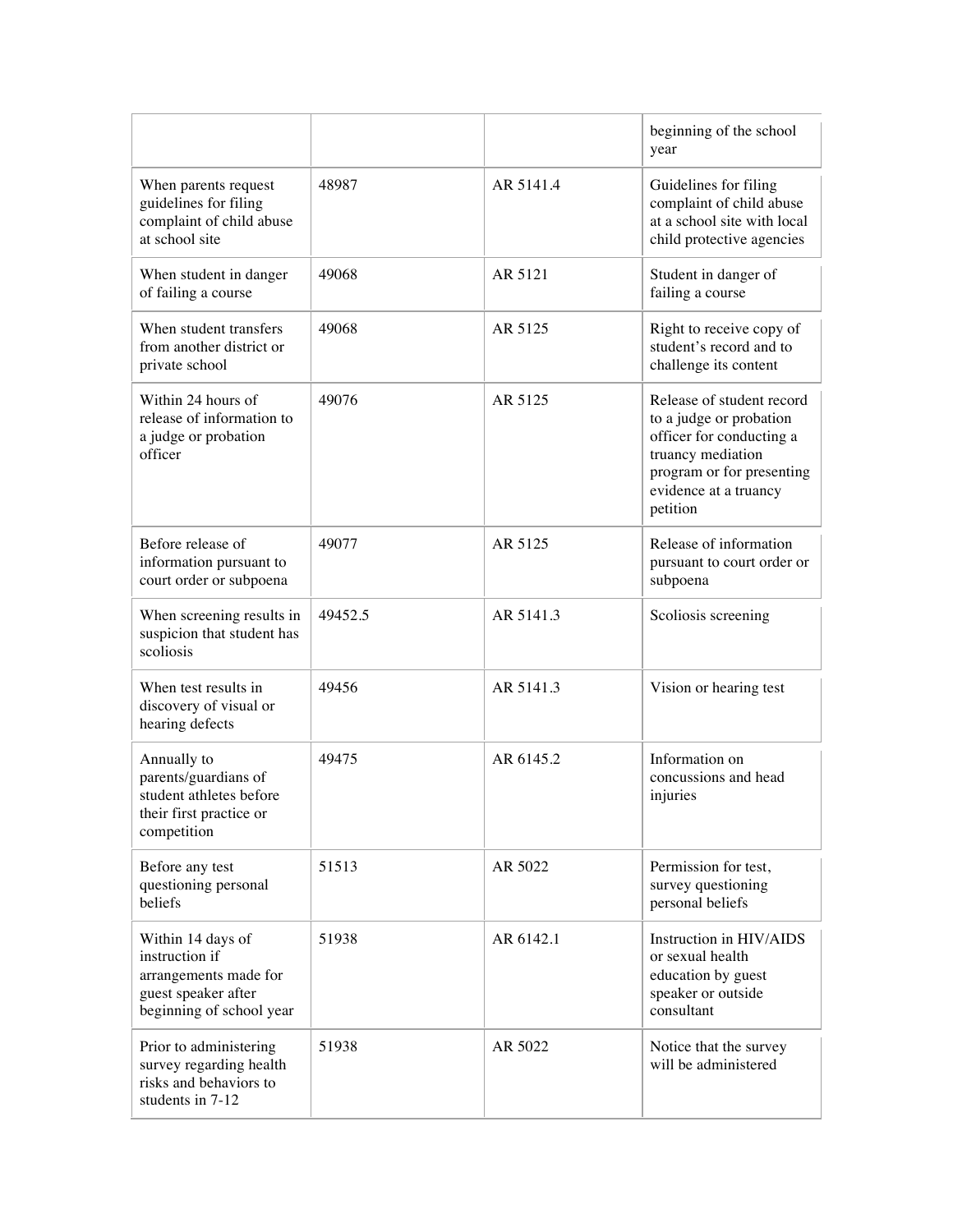| | | | |
|---|---|---|---|
| | | | beginning of the school year |
| When parents request guidelines for filing complaint of child abuse at school site | 48987 | AR 5141.4 | Guidelines for filing complaint of child abuse at a school site with local child protective agencies |
| When student in danger of failing a course | 49068 | AR 5121 | Student in danger of failing a course |
| When student transfers from another district or private school | 49068 | AR 5125 | Right to receive copy of student's record and to challenge its content |
| Within 24 hours of release of information to a judge or probation officer | 49076 | AR 5125 | Release of student record to a judge or probation officer for conducting a truancy mediation program or for presenting evidence at a truancy petition |
| Before release of information pursuant to court order or subpoena | 49077 | AR 5125 | Release of information pursuant to court order or subpoena |
| When screening results in suspicion that student has scoliosis | 49452.5 | AR 5141.3 | Scoliosis screening |
| When test results in discovery of visual or hearing defects | 49456 | AR 5141.3 | Vision or hearing test |
| Annually to parents/guardians of student athletes before their first practice or competition | 49475 | AR 6145.2 | Information on concussions and head injuries |
| Before any test questioning personal beliefs | 51513 | AR 5022 | Permission for test, survey questioning personal beliefs |
| Within 14 days of instruction if arrangements made for guest speaker after beginning of school year | 51938 | AR 6142.1 | Instruction in HIV/AIDS or sexual health education by guest speaker or outside consultant |
| Prior to administering survey regarding health risks and behaviors to students in 7-12 | 51938 | AR 5022 | Notice that the survey will be administered |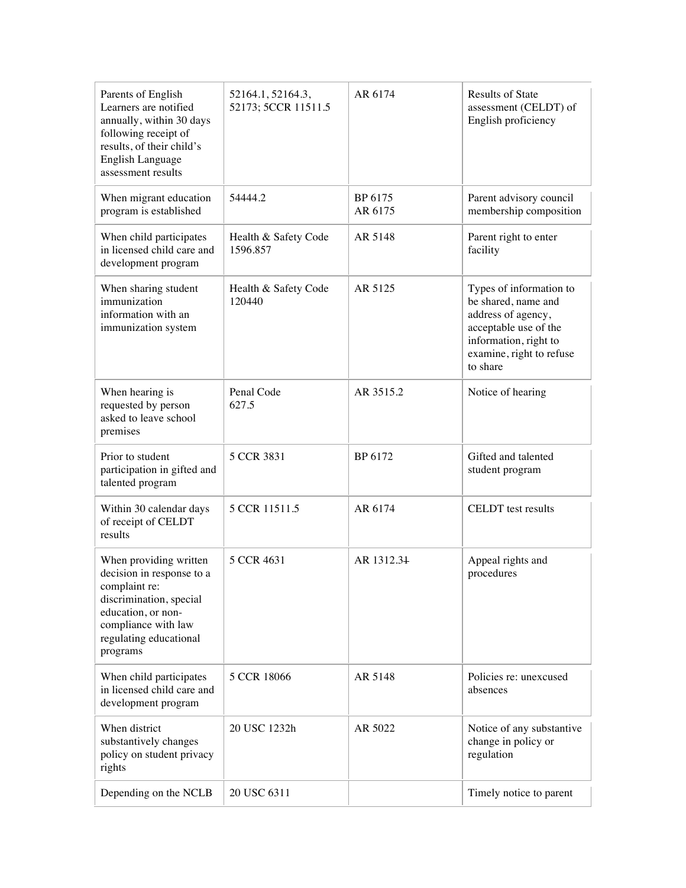| | | | |
|---|---|---|---|
| Parents of English Learners are notified annually, within 30 days following receipt of results, of their child's English Language assessment results | 52164.1, 52164.3, 52173; 5CCR 11511.5 | AR 6174 | Results of State assessment (CELDT) of English proficiency |
| When migrant education program is established | 54444.2 | BP 6175 AR 6175 | Parent advisory council membership composition |
| When child participates in licensed child care and development program | Health & Safety Code 1596.857 | AR 5148 | Parent right to enter facility |
| When sharing student immunization information with an immunization system | Health & Safety Code 120440 | AR 5125 | Types of information to be shared, name and address of agency, acceptable use of the information, right to examine, right to refuse to share |
| When hearing is requested by person asked to leave school premises | Penal Code 627.5 | AR 3515.2 | Notice of hearing |
| Prior to student participation in gifted and talented program | 5 CCR 3831 | BP 6172 | Gifted and talented student program |
| Within 30 calendar days of receipt of CELDT results | 5 CCR 11511.5 | AR 6174 | CELDT test results |
| When providing written decision in response to a complaint re: discrimination, special education, or non-compliance with law regulating educational programs | 5 CCR 4631 | AR 1312.3~~1~~ | Appeal rights and procedures |
| When child participates in licensed child care and development program | 5 CCR 18066 | AR 5148 | Policies re: unexcused absences |
| When district substantively changes policy on student privacy rights | 20 USC 1232h | AR 5022 | Notice of any substantive change in policy or regulation |
| Depending on the NCLB | 20 USC 6311 | | Timely notice to parent |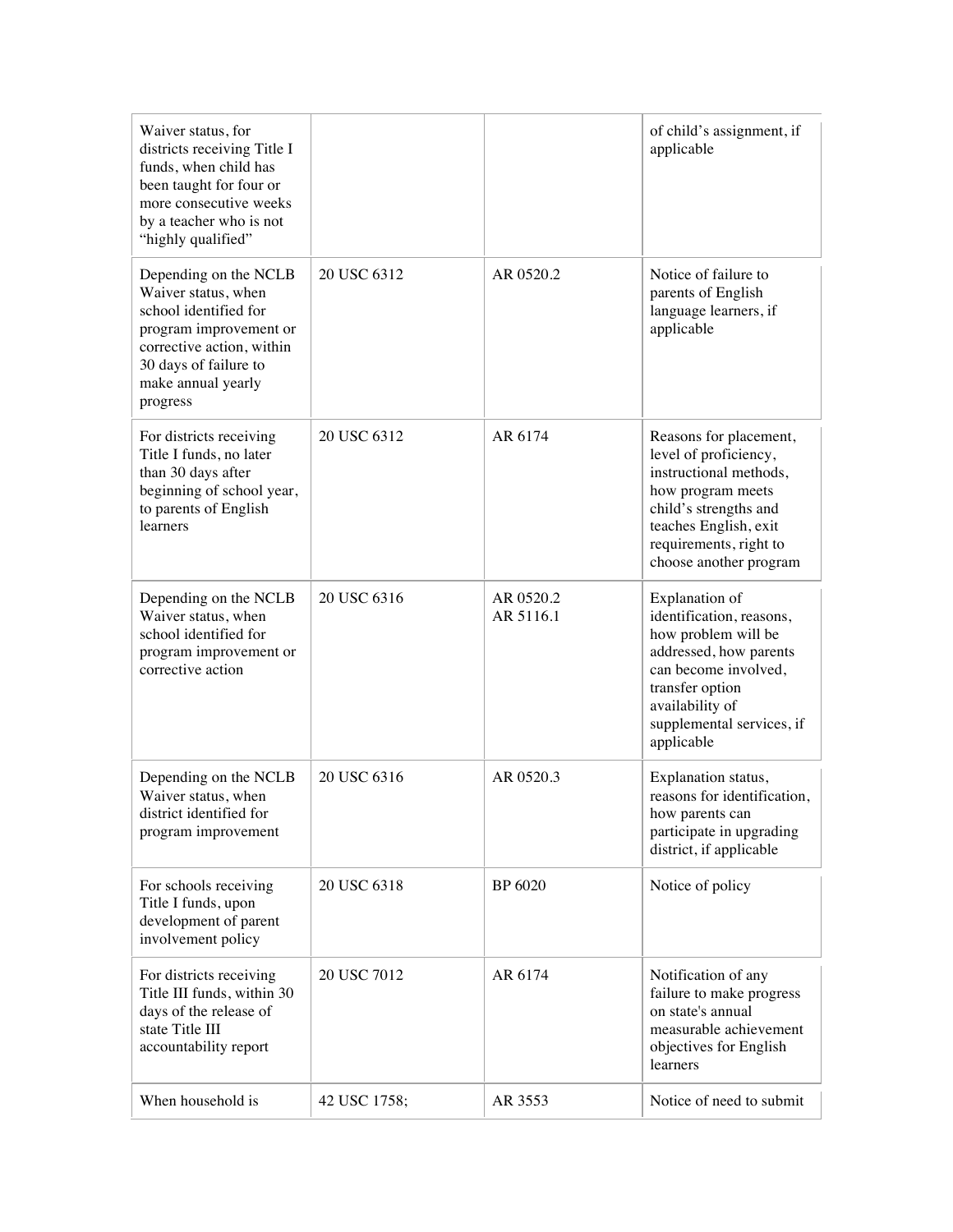| | | | |
|---|---|---|---|
| Waiver status, for districts receiving Title I funds, when child has been taught for four or more consecutive weeks by a teacher who is not "highly qualified" | | | of child's assignment, if applicable |
| Depending on the NCLB Waiver status, when school identified for program improvement or corrective action, within 30 days of failure to make annual yearly progress | 20 USC 6312 | AR 0520.2 | Notice of failure to parents of English language learners, if applicable |
| For districts receiving Title I funds, no later than 30 days after beginning of school year, to parents of English learners | 20 USC 6312 | AR 6174 | Reasons for placement, level of proficiency, instructional methods, how program meets child's strengths and teaches English, exit requirements, right to choose another program |
| Depending on the NCLB Waiver status, when school identified for program improvement or corrective action | 20 USC 6316 | AR 0520.2<br>AR 5116.1 | Explanation of identification, reasons, how problem will be addressed, how parents can become involved, transfer option availability of supplemental services, if applicable |
| Depending on the NCLB Waiver status, when district identified for program improvement | 20 USC 6316 | AR 0520.3 | Explanation status, reasons for identification, how parents can participate in upgrading district, if applicable |
| For schools receiving Title I funds, upon development of parent involvement policy | 20 USC 6318 | BP 6020 | Notice of policy |
| For districts receiving Title III funds, within 30 days of the release of state Title III accountability report | 20 USC 7012 | AR 6174 | Notification of any failure to make progress on state's annual measurable achievement objectives for English learners |
| When household is | 42 USC 1758; | AR 3553 | Notice of need to submit |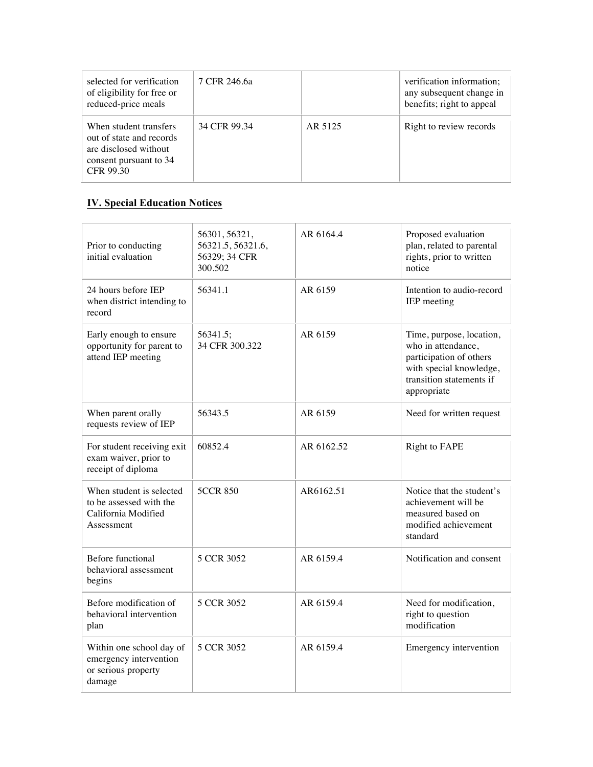| | | | |
|---|---|---|---|
| selected for verification of eligibility for free or reduced-price meals | 7 CFR 246.6a | | verification information; any subsequent change in benefits; right to appeal |
| When student transfers out of state and records are disclosed without consent pursuant to 34 CFR 99.30 | 34 CFR 99.34 | AR 5125 | Right to review records |

## IV. Special Education Notices

| | | | |
|---|---|---|---|
| Prior to conducting initial evaluation | 56301, 56321, 56321.5, 56321.6, 56329; 34 CFR 300.502 | AR 6164.4 | Proposed evaluation plan, related to parental rights, prior to written notice |
| 24 hours before IEP when district intending to record | 56341.1 | AR 6159 | Intention to audio-record IEP meeting |
| Early enough to ensure opportunity for parent to attend IEP meeting | 56341.5; 34 CFR 300.322 | AR 6159 | Time, purpose, location, who in attendance, participation of others with special knowledge, transition statements if appropriate |
| When parent orally requests review of IEP | 56343.5 | AR 6159 | Need for written request |
| For student receiving exit exam waiver, prior to receipt of diploma | 60852.4 | AR 6162.52 | Right to FAPE |
| When student is selected to be assessed with the California Modified Assessment | 5CCR 850 | AR6162.51 | Notice that the student's achievement will be measured based on modified achievement standard |
| Before functional behavioral assessment begins | 5 CCR 3052 | AR 6159.4 | Notification and consent |
| Before modification of behavioral intervention plan | 5 CCR 3052 | AR 6159.4 | Need for modification, right to question modification |
| Within one school day of emergency intervention or serious property damage | 5 CCR 3052 | AR 6159.4 | Emergency intervention |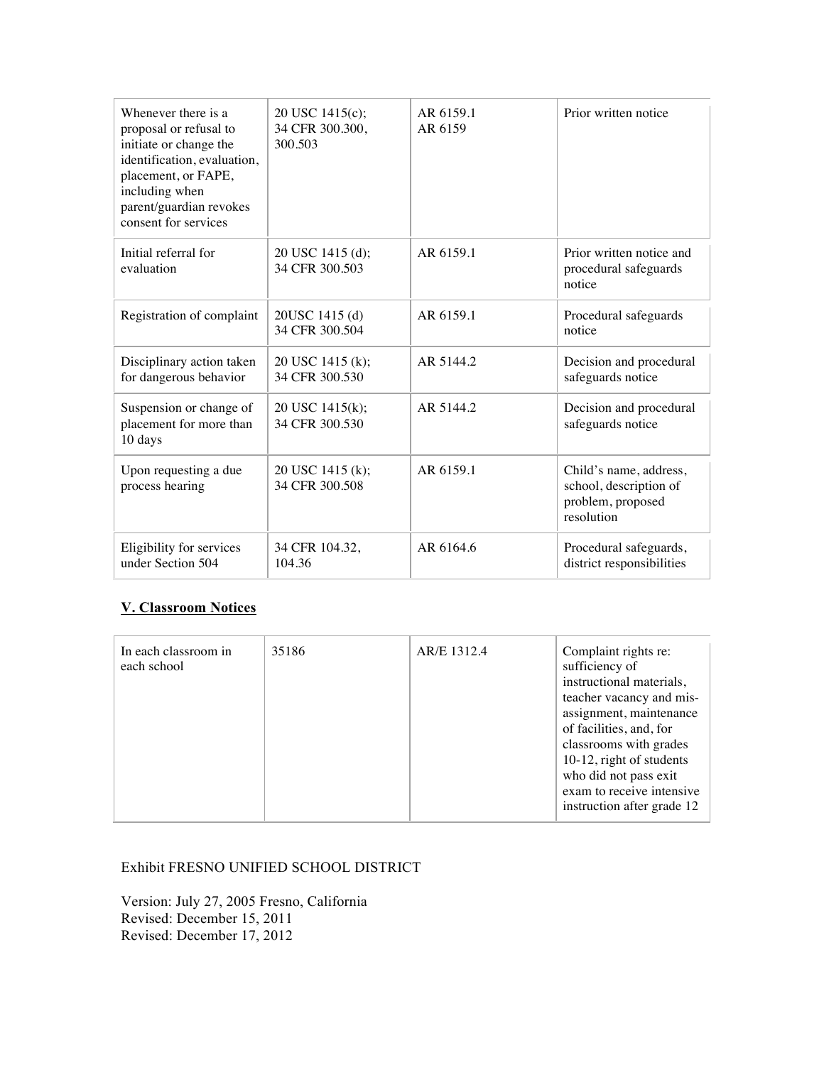| | | | |
|---|---|---|---|
| Whenever there is a proposal or refusal to initiate or change the identification, evaluation, placement, or FAPE, including when parent/guardian revokes consent for services | 20 USC 1415(c); 34 CFR 300.300, 300.503 | AR 6159.1 AR 6159 | Prior written notice |
| Initial referral for evaluation | 20 USC 1415 (d); 34 CFR 300.503 | AR 6159.1 | Prior written notice and procedural safeguards notice |
| Registration of complaint | 20USC 1415 (d) 34 CFR 300.504 | AR 6159.1 | Procedural safeguards notice |
| Disciplinary action taken for dangerous behavior | 20 USC 1415 (k); 34 CFR 300.530 | AR 5144.2 | Decision and procedural safeguards notice |
| Suspension or change of placement for more than 10 days | 20 USC 1415(k); 34 CFR 300.530 | AR 5144.2 | Decision and procedural safeguards notice |
| Upon requesting a due process hearing | 20 USC 1415 (k); 34 CFR 300.508 | AR 6159.1 | Child's name, address, school, description of problem, proposed resolution |
| Eligibility for services under Section 504 | 34 CFR 104.32, 104.36 | AR 6164.6 | Procedural safeguards, district responsibilities |

## V. Classroom Notices

| | | | |
|---|---|---|---|
| In each classroom in each school | 35186 | AR/E 1312.4 | Complaint rights re: sufficiency of instructional materials, teacher vacancy and mis-assignment, maintenance of facilities, and, for classrooms with grades 10-12, right of students who did not pass exit exam to receive intensive instruction after grade 12 |

Exhibit FRESNO UNIFIED SCHOOL DISTRICT

Version: July 27, 2005 Fresno, California
Revised: December 15, 2011
Revised: December 17, 2012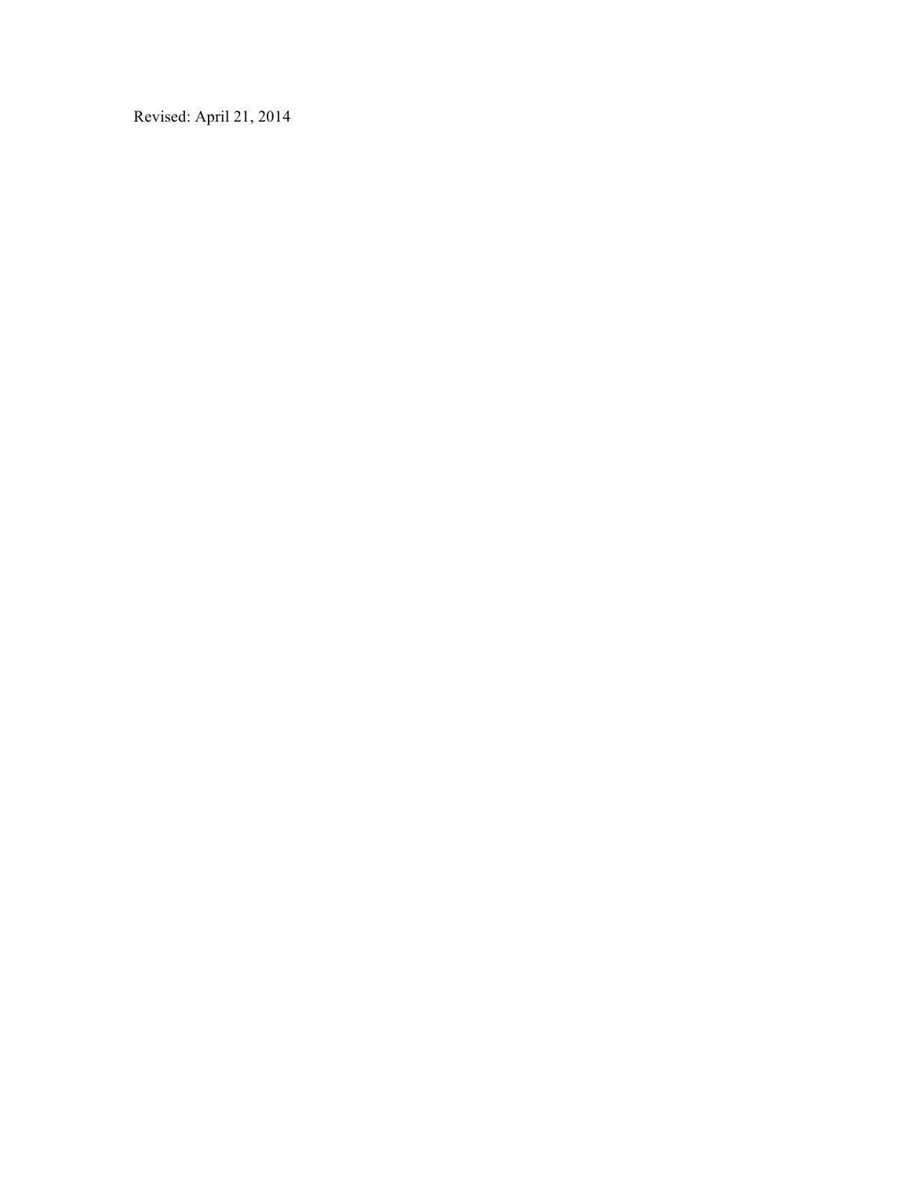Revised: April 21, 2014